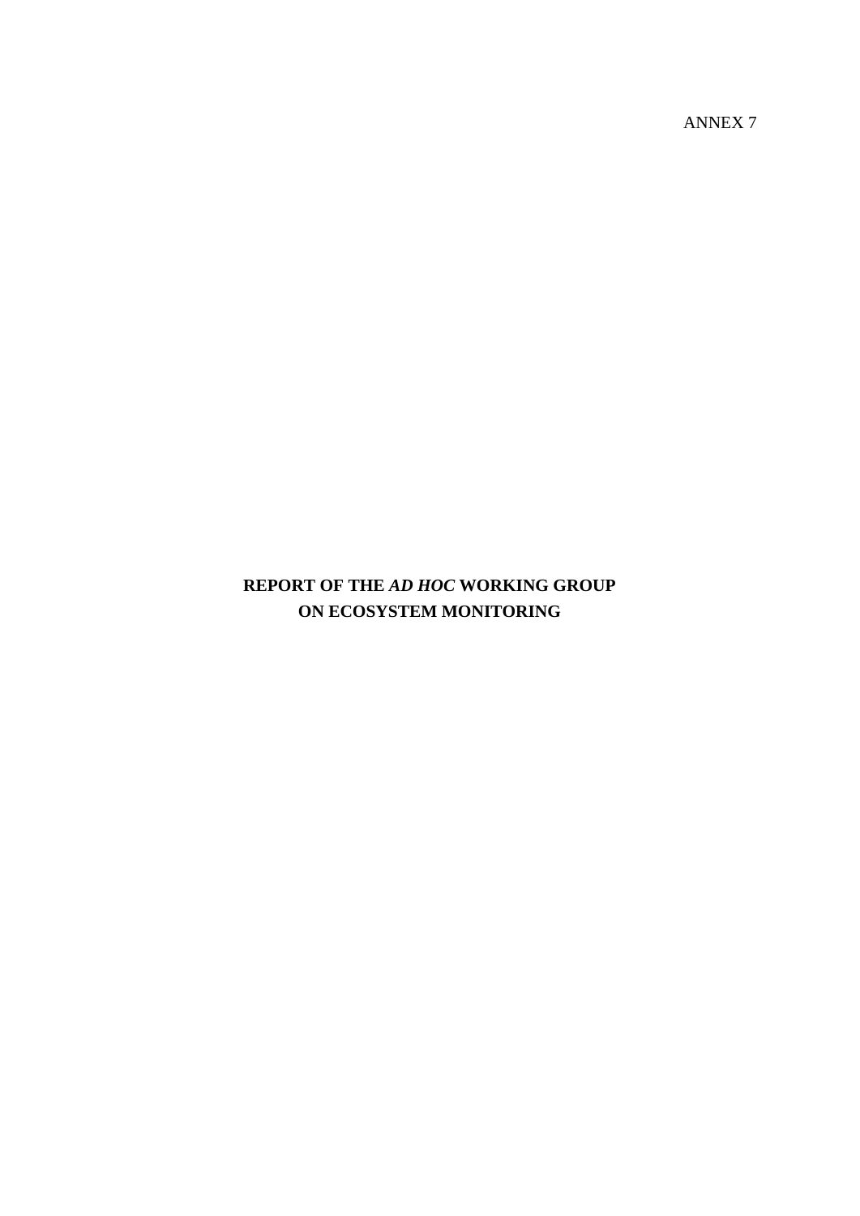ANNEX 7

# REPORT OF THE *AD HOC* WORKING GROUP ON ECOSYSTEM MONITORING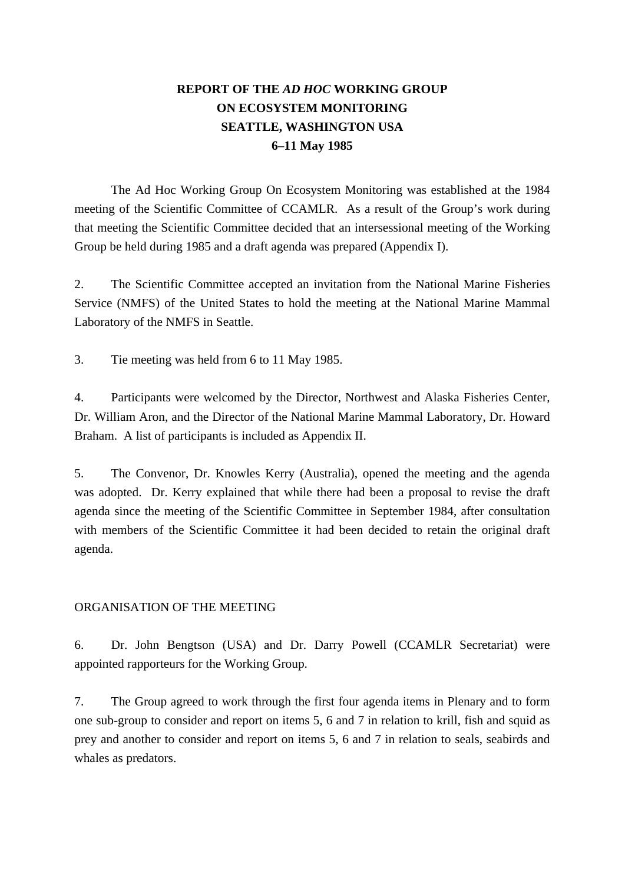# REPORT OF THE *AD HOC* WORKING GROUP ON ECOSYSTEM MONITORING SEATTLE, WASHINGTON USA 6–11 May 1985

The Ad Hoc Working Group On Ecosystem Monitoring was established at the 1984 meeting of the Scientific Committee of CCAMLR. As a result of the Group's work during that meeting the Scientific Committee decided that an intersessional meeting of the Working Group be held during 1985 and a draft agenda was prepared (Appendix I).

2. The Scientific Committee accepted an invitation from the National Marine Fisheries Service (NMFS) of the United States to hold the meeting at the National Marine Mammal Laboratory of the NMFS in Seattle.

3. Tie meeting was held from 6 to 11 May 1985.

4. Participants were welcomed by the Director, Northwest and Alaska Fisheries Center, Dr. William Aron, and the Director of the National Marine Mammal Laboratory, Dr. Howard Braham. A list of participants is included as Appendix II.

5. The Convenor, Dr. Knowles Kerry (Australia), opened the meeting and the agenda was adopted. Dr. Kerry explained that while there had been a proposal to revise the draft agenda since the meeting of the Scientific Committee in September 1984, after consultation with members of the Scientific Committee it had been decided to retain the original draft agenda.

## ORGANISATION OF THE MEETING

6. Dr. John Bengtson (USA) and Dr. Darry Powell (CCAMLR Secretariat) were appointed rapporteurs for the Working Group.

7. The Group agreed to work through the first four agenda items in Plenary and to form one sub-group to consider and report on items 5, 6 and 7 in relation to krill, fish and squid as prey and another to consider and report on items 5, 6 and 7 in relation to seals, seabirds and whales as predators.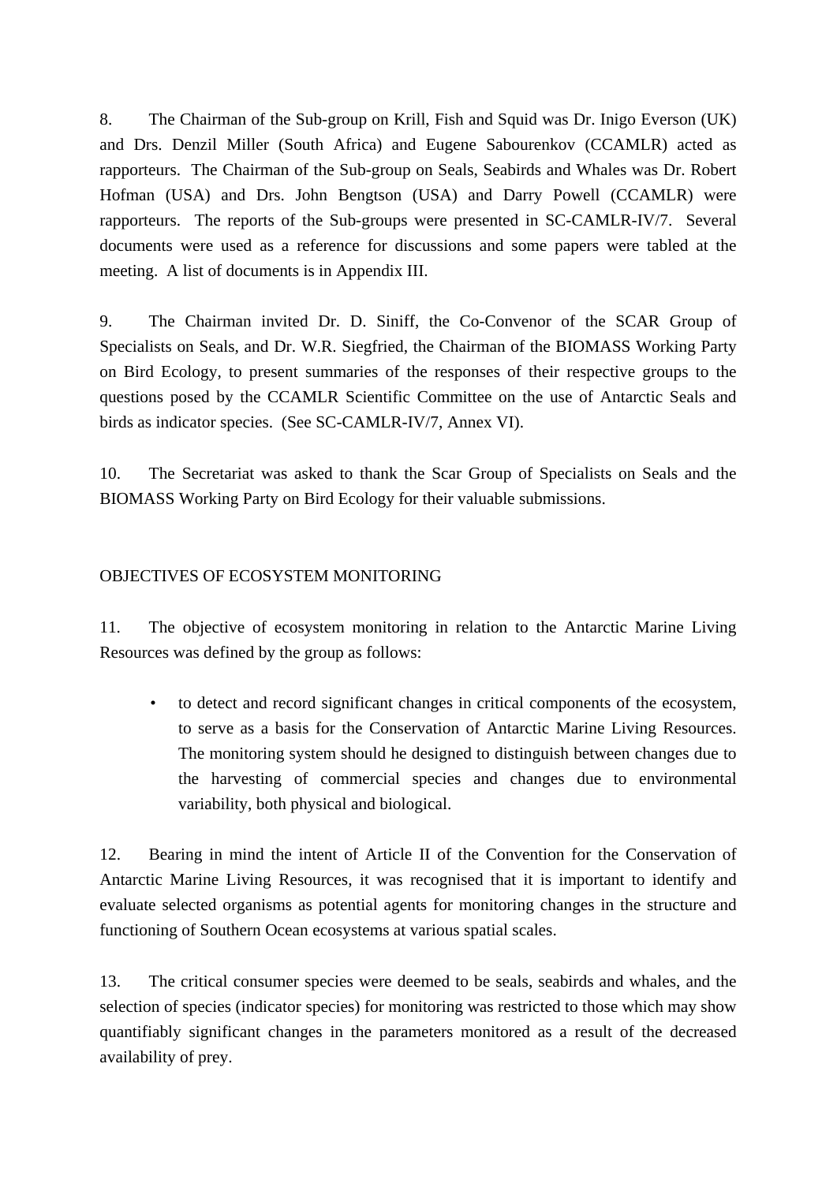8. The Chairman of the Sub-group on Krill, Fish and Squid was Dr. Inigo Everson (UK) and Drs. Denzil Miller (South Africa) and Eugene Sabourenkov (CCAMLR) acted as rapporteurs. The Chairman of the Sub-group on Seals, Seabirds and Whales was Dr. Robert Hofman (USA) and Drs. John Bengtson (USA) and Darry Powell (CCAMLR) were rapporteurs. The reports of the Sub-groups were presented in SC-CAMLR-IV/7. Several documents were used as a reference for discussions and some papers were tabled at the meeting. A list of documents is in Appendix III.

9. The Chairman invited Dr. D. Siniff, the Co-Convenor of the SCAR Group of Specialists on Seals, and Dr. W.R. Siegfried, the Chairman of the BIOMASS Working Party on Bird Ecology, to present summaries of the responses of their respective groups to the questions posed by the CCAMLR Scientific Committee on the use of Antarctic Seals and birds as indicator species. (See SC-CAMLR-IV/7, Annex VI).

10. The Secretariat was asked to thank the Scar Group of Specialists on Seals and the BIOMASS Working Party on Bird Ecology for their valuable submissions.

## OBJECTIVES OF ECOSYSTEM MONITORING

11. The objective of ecosystem monitoring in relation to the Antarctic Marine Living Resources was defined by the group as follows:

- to detect and record significant changes in critical components of the ecosystem, to serve as a basis for the Conservation of Antarctic Marine Living Resources. The monitoring system should he designed to distinguish between changes due to the harvesting of commercial species and changes due to environmental variability, both physical and biological.

12. Bearing in mind the intent of Article II of the Convention for the Conservation of Antarctic Marine Living Resources, it was recognised that it is important to identify and evaluate selected organisms as potential agents for monitoring changes in the structure and functioning of Southern Ocean ecosystems at various spatial scales.

13. The critical consumer species were deemed to be seals, seabirds and whales, and the selection of species (indicator species) for monitoring was restricted to those which may show quantifiably significant changes in the parameters monitored as a result of the decreased availability of prey.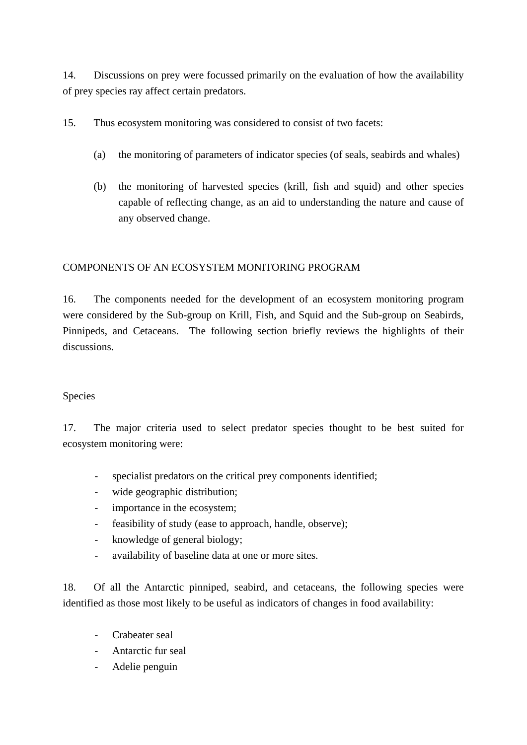14. Discussions on prey were focussed primarily on the evaluation of how the availability of prey species ray affect certain predators.

15. Thus ecosystem monitoring was considered to consist of two facets:

(a) the monitoring of parameters of indicator species (of seals, seabirds and whales)

(b) the monitoring of harvested species (krill, fish and squid) and other species capable of reflecting change, as an aid to understanding the nature and cause of any observed change.

## COMPONENTS OF AN ECOSYSTEM MONITORING PROGRAM

16. The components needed for the development of an ecosystem monitoring program were considered by the Sub-group on Krill, Fish, and Squid and the Sub-group on Seabirds, Pinnipeds, and Cetaceans. The following section briefly reviews the highlights of their discussions.

### Species

17. The major criteria used to select predator species thought to be best suited for ecosystem monitoring were:

- specialist predators on the critical prey components identified;
- wide geographic distribution;
- importance in the ecosystem;
- feasibility of study (ease to approach, handle, observe);
- knowledge of general biology;
- availability of baseline data at one or more sites.

18. Of all the Antarctic pinniped, seabird, and cetaceans, the following species were identified as those most likely to be useful as indicators of changes in food availability:

- Crabeater seal
- Antarctic fur seal
- Adelie penguin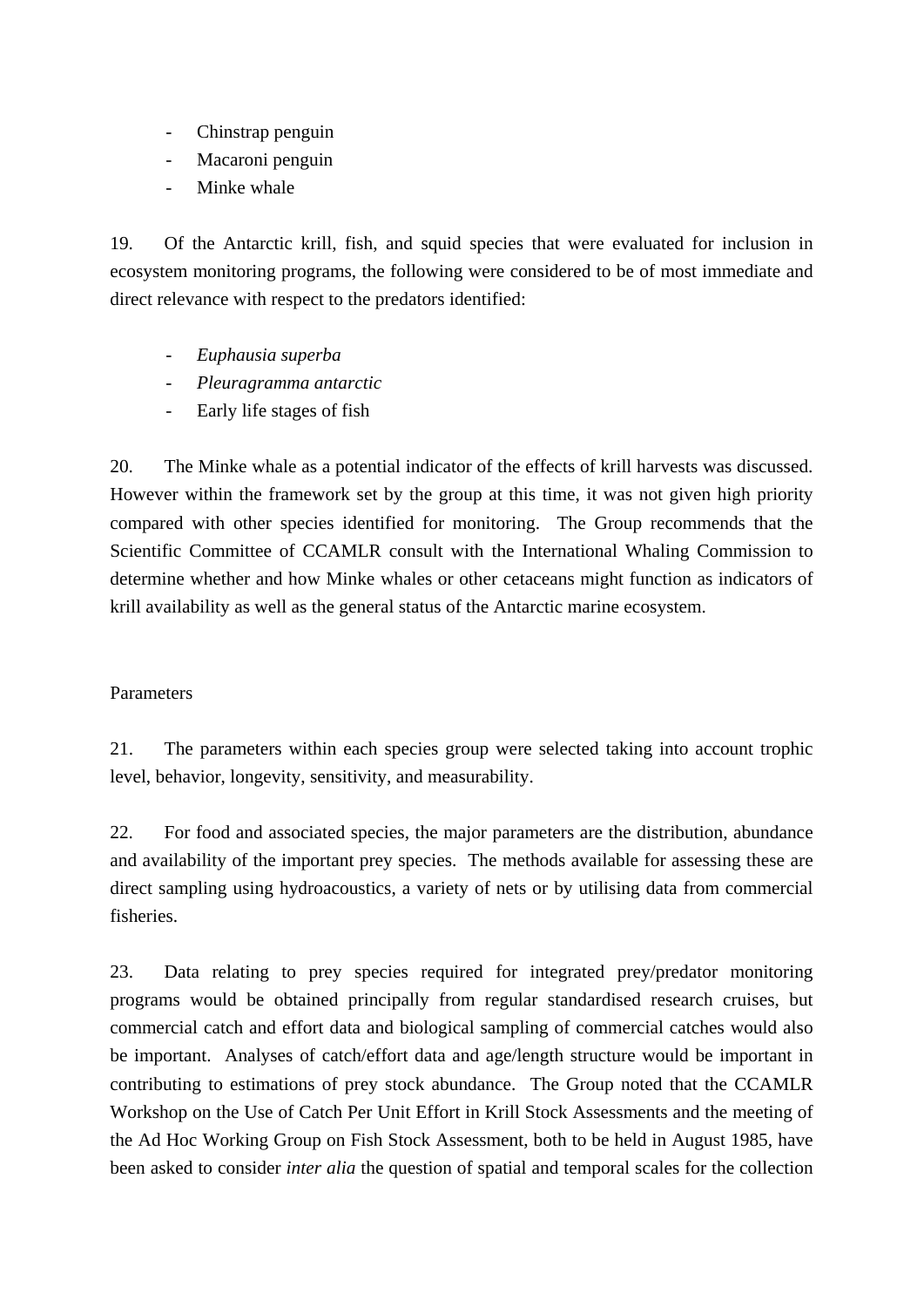- Chinstrap penguin
- Macaroni penguin
- Minke whale

19. Of the Antarctic krill, fish, and squid species that were evaluated for inclusion in ecosystem monitoring programs, the following were considered to be of most immediate and direct relevance with respect to the predators identified:

- *Euphausia superba*
- *Pleuragramma antarctic*
- Early life stages of fish

20. The Minke whale as a potential indicator of the effects of krill harvests was discussed. However within the framework set by the group at this time, it was not given high priority compared with other species identified for monitoring. The Group recommends that the Scientific Committee of CCAMLR consult with the International Whaling Commission to determine whether and how Minke whales or other cetaceans might function as indicators of krill availability as well as the general status of the Antarctic marine ecosystem.

Parameters

21. The parameters within each species group were selected taking into account trophic level, behavior, longevity, sensitivity, and measurability.

22. For food and associated species, the major parameters are the distribution, abundance and availability of the important prey species. The methods available for assessing these are direct sampling using hydroacoustics, a variety of nets or by utilising data from commercial fisheries.

23. Data relating to prey species required for integrated prey/predator monitoring programs would be obtained principally from regular standardised research cruises, but commercial catch and effort data and biological sampling of commercial catches would also be important. Analyses of catch/effort data and age/length structure would be important in contributing to estimations of prey stock abundance. The Group noted that the CCAMLR Workshop on the Use of Catch Per Unit Effort in Krill Stock Assessments and the meeting of the Ad Hoc Working Group on Fish Stock Assessment, both to be held in August 1985, have been asked to consider *inter alia* the question of spatial and temporal scales for the collection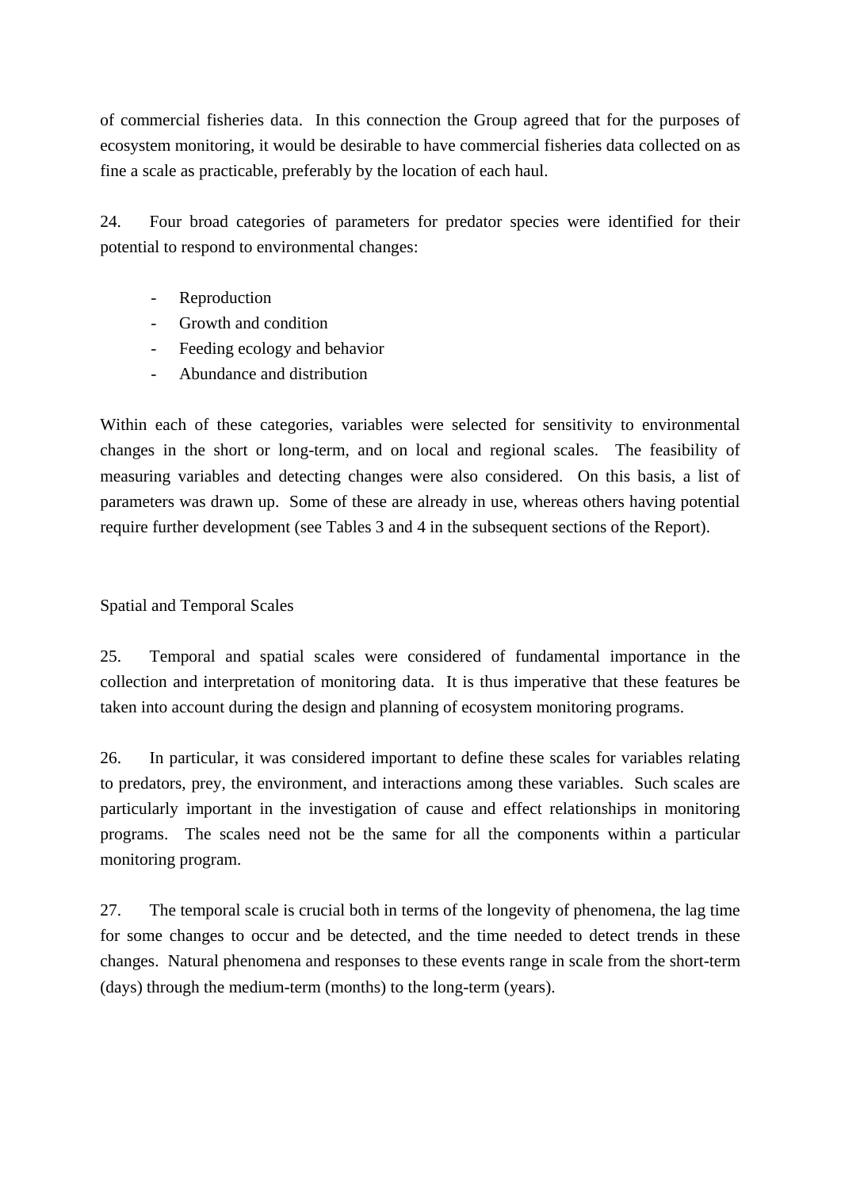of commercial fisheries data. In this connection the Group agreed that for the purposes of ecosystem monitoring, it would be desirable to have commercial fisheries data collected on as fine a scale as practicable, preferably by the location of each haul.

24. Four broad categories of parameters for predator species were identified for their potential to respond to environmental changes:

- Reproduction
- Growth and condition
- Feeding ecology and behavior
- Abundance and distribution

Within each of these categories, variables were selected for sensitivity to environmental changes in the short or long-term, and on local and regional scales. The feasibility of measuring variables and detecting changes were also considered. On this basis, a list of parameters was drawn up. Some of these are already in use, whereas others having potential require further development (see Tables 3 and 4 in the subsequent sections of the Report).

## Spatial and Temporal Scales

25. Temporal and spatial scales were considered of fundamental importance in the collection and interpretation of monitoring data. It is thus imperative that these features be taken into account during the design and planning of ecosystem monitoring programs.

26. In particular, it was considered important to define these scales for variables relating to predators, prey, the environment, and interactions among these variables. Such scales are particularly important in the investigation of cause and effect relationships in monitoring programs. The scales need not be the same for all the components within a particular monitoring program.

27. The temporal scale is crucial both in terms of the longevity of phenomena, the lag time for some changes to occur and be detected, and the time needed to detect trends in these changes. Natural phenomena and responses to these events range in scale from the short-term (days) through the medium-term (months) to the long-term (years).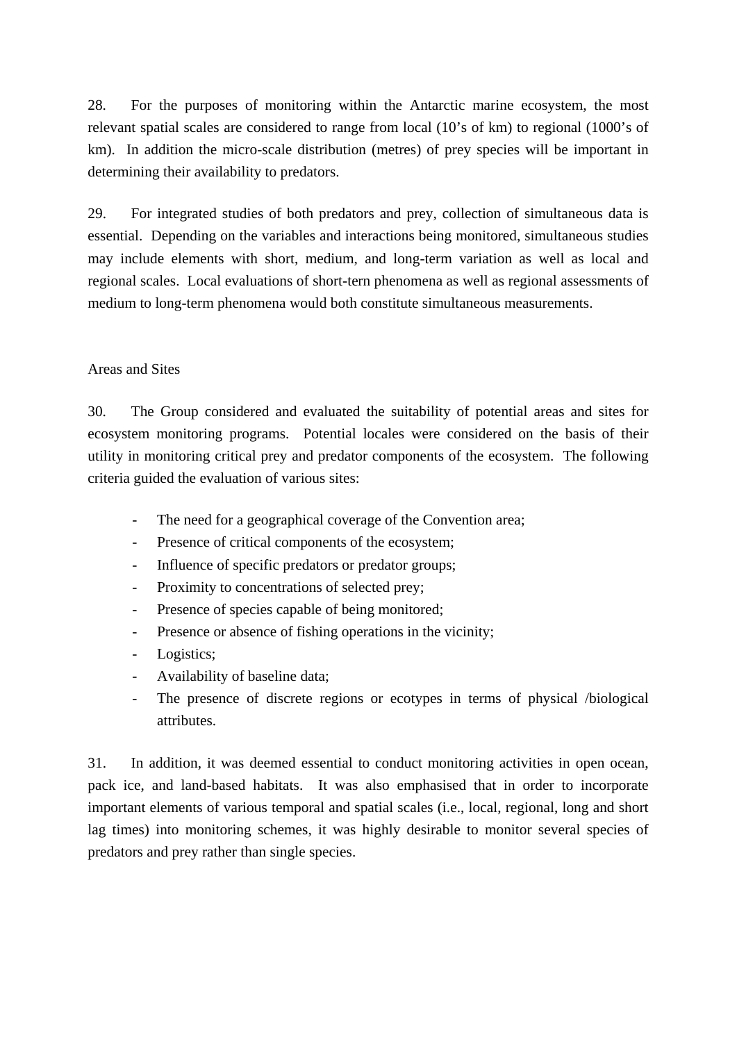28. For the purposes of monitoring within the Antarctic marine ecosystem, the most relevant spatial scales are considered to range from local (10's of km) to regional (1000's of km). In addition the micro-scale distribution (metres) of prey species will be important in determining their availability to predators.

29. For integrated studies of both predators and prey, collection of simultaneous data is essential. Depending on the variables and interactions being monitored, simultaneous studies may include elements with short, medium, and long-term variation as well as local and regional scales. Local evaluations of short-tern phenomena as well as regional assessments of medium to long-term phenomena would both constitute simultaneous measurements.

## Areas and Sites

30. The Group considered and evaluated the suitability of potential areas and sites for ecosystem monitoring programs. Potential locales were considered on the basis of their utility in monitoring critical prey and predator components of the ecosystem. The following criteria guided the evaluation of various sites:

- The need for a geographical coverage of the Convention area;
- Presence of critical components of the ecosystem;
- Influence of specific predators or predator groups;
- Proximity to concentrations of selected prey;
- Presence of species capable of being monitored;
- Presence or absence of fishing operations in the vicinity;
- Logistics;
- Availability of baseline data;
- The presence of discrete regions or ecotypes in terms of physical /biological attributes.

31. In addition, it was deemed essential to conduct monitoring activities in open ocean, pack ice, and land-based habitats. It was also emphasised that in order to incorporate important elements of various temporal and spatial scales (i.e., local, regional, long and short lag times) into monitoring schemes, it was highly desirable to monitor several species of predators and prey rather than single species.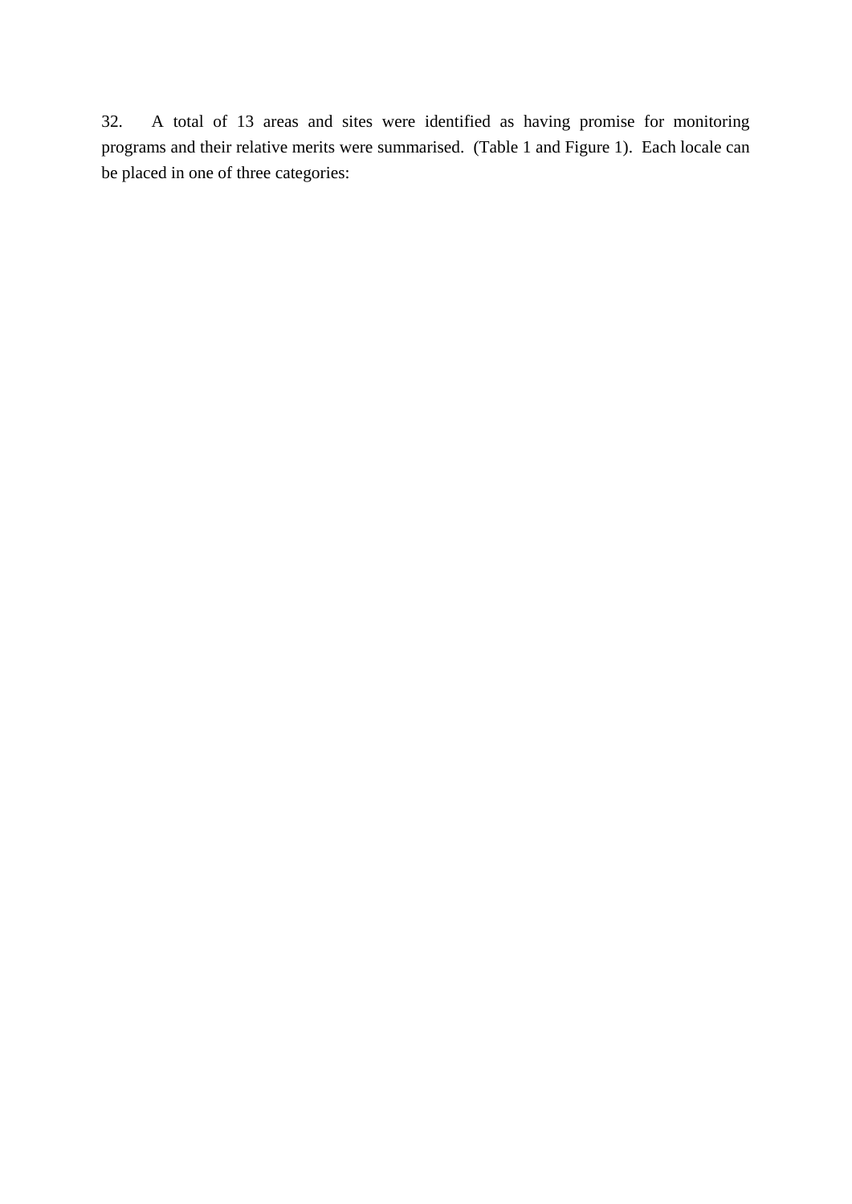32. A total of 13 areas and sites were identified as having promise for monitoring programs and their relative merits were summarised. (Table 1 and Figure 1). Each locale can be placed in one of three categories: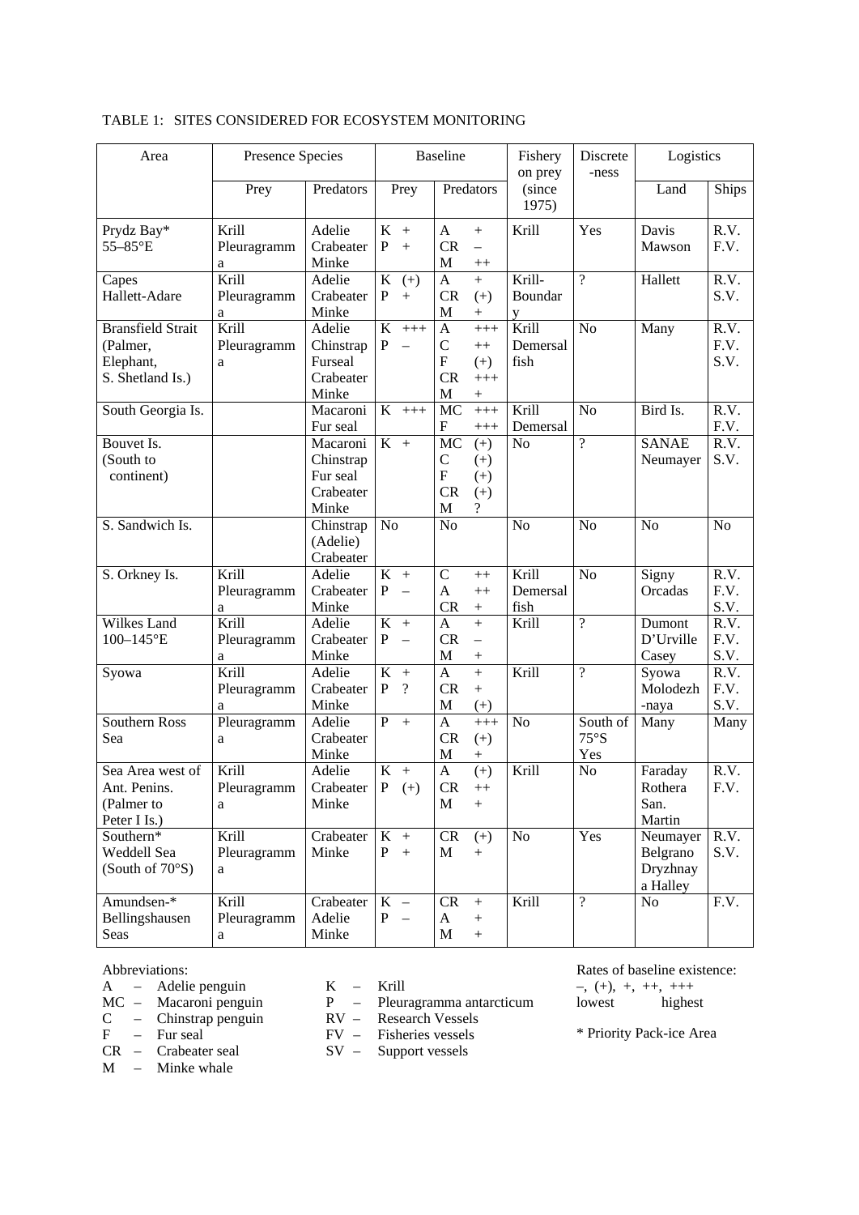TABLE 1: SITES CONSIDERED FOR ECOSYSTEM MONITORING

| Area | Presence Species | | Baseline | | Fishery on prey | Discrete-ness | Logistics | |
|---|---|---|---|---|---|---|---|---|
| | Prey | Predators | Prey | Predators | (since 1975) | | Land | Ships |
| Prydz Bay* 55–85°E | Krill Pleuragramma | Adelie Crabeater Minke | K + P + | A + CR – M ++ | Krill | Yes | Davis Mawson | R.V. F.V. |
| Capes Hallett-Adare | Krill Pleuragramma | Adelie Crabeater Minke | K (+) P + | A + CR (+) M + | Krill-Boundary | ? | Hallett | R.V. S.V. |
| Bransfield Strait (Palmer, Elephant, S. Shetland Is.) | Krill Pleuragramma | Adelie Chinstrap Furseal Crabeater Minke | K +++ P – | A +++ C ++ F (+) CR +++ M + | Krill Demersal fish | No | Many | R.V. F.V. S.V. |
| South Georgia Is. | | Macaroni Fur seal | K +++ | MC +++ F +++ | Krill Demersal | No | Bird Is. | R.V. F.V. |
| Bouvet Is. (South to continent) | | Macaroni Chinstrap Fur seal Crabeater Minke | K + | MC (+) C (+) F (+) CR (+) M ? | No | ? | SANAE Neumayer | R.V. S.V. |
| S. Sandwich Is. | | Chinstrap (Adelie) Crabeater | No | No | No | No | No | No |
| S. Orkney Is. | Krill Pleuragramma | Adelie Crabeater Minke | K + P – | C ++ A ++ CR + | Krill Demersal fish | No | Signy Orcadas | R.V. F.V. S.V. |
| Wilkes Land 100–145°E | Krill Pleuragramma | Adelie Crabeater Minke | K + P – | A + CR – M + | Krill | ? | Dumont D'Urville Casey | R.V. F.V. S.V. |
| Syowa | Krill Pleuragramma | Adelie Crabeater Minke | K + P ? | A + CR + M (+) | Krill | ? | Syowa Molodezh-naya | R.V. F.V. S.V. |
| Southern Ross Sea | Pleuragramma | Adelie Crabeater Minke | P + | A +++ CR (+) M + | No | South of 75°S Yes | Many | Many |
| Sea Area west of Ant. Penins. (Palmer to Peter I Is.) | Krill Pleuragramma | Adelie Crabeater Minke | K + P (+) | A (+) CR ++ M + | Krill | No | Faraday Rothera San. Martin | R.V. F.V. |
| Southern* Weddell Sea (South of 70°S) | Krill Pleuragramma | Crabeater Minke | K + P + | CR (+) M + | No | Yes | Neumayer Belgrano Dryzhnaya Halley | R.V. S.V. |
| Amundsen-* Bellingshausen Seas | Krill Pleuragramma | Crabeater Adelie Minke | K – P – | CR + A + M + | Krill | ? | No | F.V. |

Abbreviations:

A – Adelie penguin
MC – Macaroni penguin
C – Chinstrap penguin
F – Fur seal
CR – Crabeater seal
M – Minke whale

K – Krill
P – Pleuragramma antarcticum
RV – Research Vessels
FV – Fisheries vessels
SV – Support vessels

Rates of baseline existence:
–, (+), +, ++, +++
lowest highest

\* Priority Pack-ice Area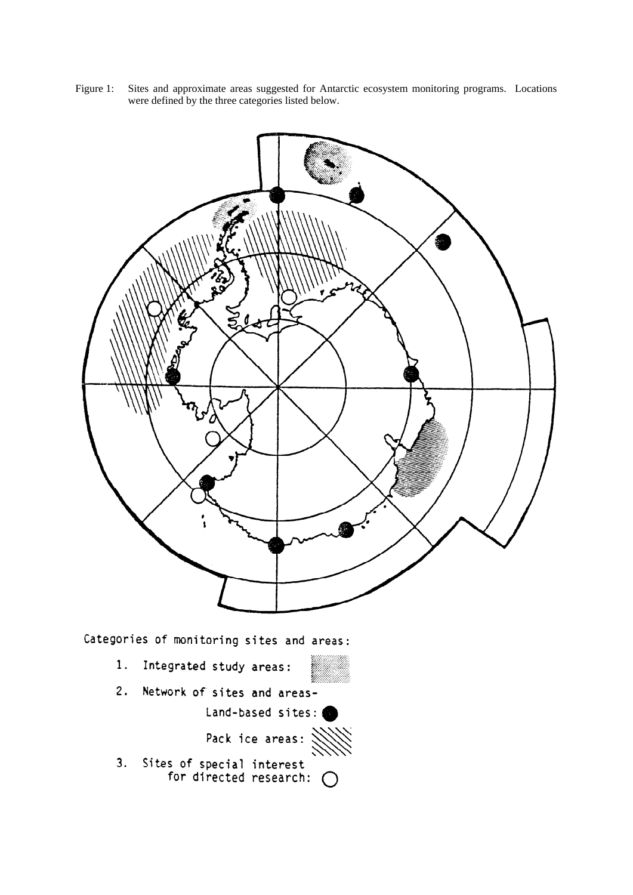Figure 1: Sites and approximate areas suggested for Antarctic ecosystem monitoring programs. Locations were defined by the three categories listed below.

Categories of monitoring sites and areas:

1. Integrated study areas:
2. Network of sites and areas-
   - Land-based sites:
   - Pack ice areas:
3. Sites of special interest for directed research: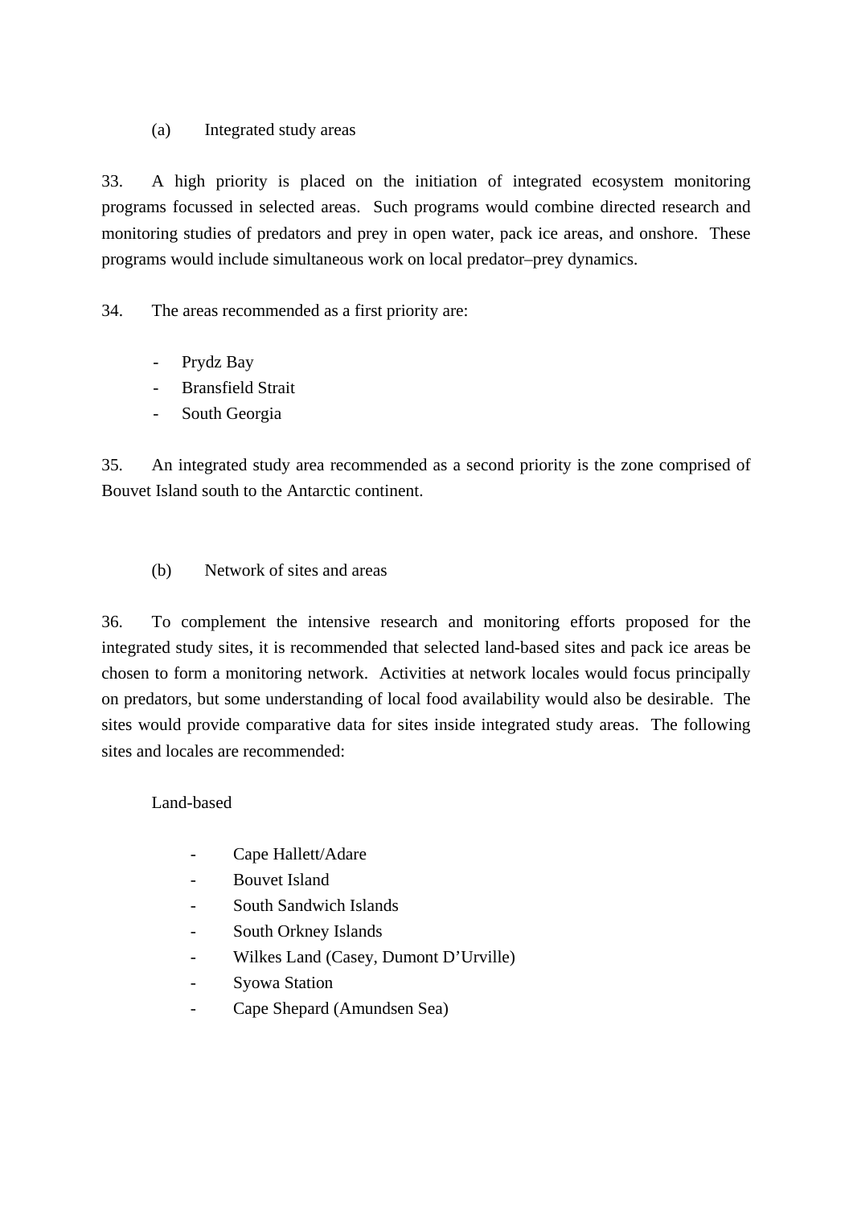(a) Integrated study areas

33. A high priority is placed on the initiation of integrated ecosystem monitoring programs focussed in selected areas. Such programs would combine directed research and monitoring studies of predators and prey in open water, pack ice areas, and onshore. These programs would include simultaneous work on local predator–prey dynamics.

34. The areas recommended as a first priority are:

- Prydz Bay
- Bransfield Strait
- South Georgia

35. An integrated study area recommended as a second priority is the zone comprised of Bouvet Island south to the Antarctic continent.

(b) Network of sites and areas

36. To complement the intensive research and monitoring efforts proposed for the integrated study sites, it is recommended that selected land-based sites and pack ice areas be chosen to form a monitoring network. Activities at network locales would focus principally on predators, but some understanding of local food availability would also be desirable. The sites would provide comparative data for sites inside integrated study areas. The following sites and locales are recommended:

Land-based

- Cape Hallett/Adare
- Bouvet Island
- South Sandwich Islands
- South Orkney Islands
- Wilkes Land (Casey, Dumont D'Urville)
- Syowa Station
- Cape Shepard (Amundsen Sea)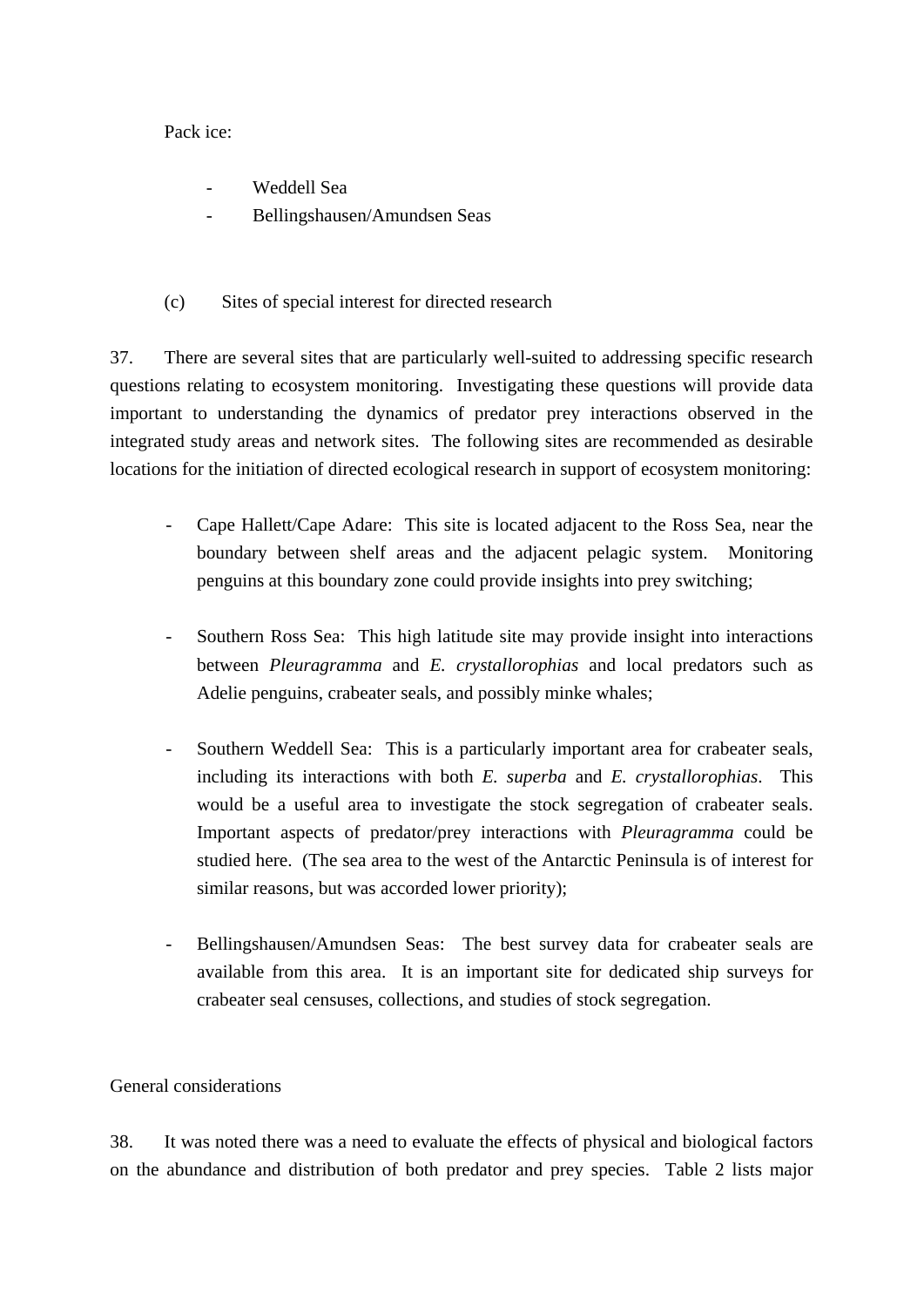Pack ice:

- Weddell Sea
- Bellingshausen/Amundsen Seas

(c) Sites of special interest for directed research

37. There are several sites that are particularly well-suited to addressing specific research questions relating to ecosystem monitoring. Investigating these questions will provide data important to understanding the dynamics of predator prey interactions observed in the integrated study areas and network sites. The following sites are recommended as desirable locations for the initiation of directed ecological research in support of ecosystem monitoring:

- Cape Hallett/Cape Adare: This site is located adjacent to the Ross Sea, near the boundary between shelf areas and the adjacent pelagic system. Monitoring penguins at this boundary zone could provide insights into prey switching;

- Southern Ross Sea: This high latitude site may provide insight into interactions between *Pleuragramma* and *E. crystallorophias* and local predators such as Adelie penguins, crabeater seals, and possibly minke whales;

- Southern Weddell Sea: This is a particularly important area for crabeater seals, including its interactions with both *E. superba* and *E. crystallorophias*. This would be a useful area to investigate the stock segregation of crabeater seals. Important aspects of predator/prey interactions with *Pleuragramma* could be studied here. (The sea area to the west of the Antarctic Peninsula is of interest for similar reasons, but was accorded lower priority);

- Bellingshausen/Amundsen Seas: The best survey data for crabeater seals are available from this area. It is an important site for dedicated ship surveys for crabeater seal censuses, collections, and studies of stock segregation.

General considerations

38. It was noted there was a need to evaluate the effects of physical and biological factors on the abundance and distribution of both predator and prey species. Table 2 lists major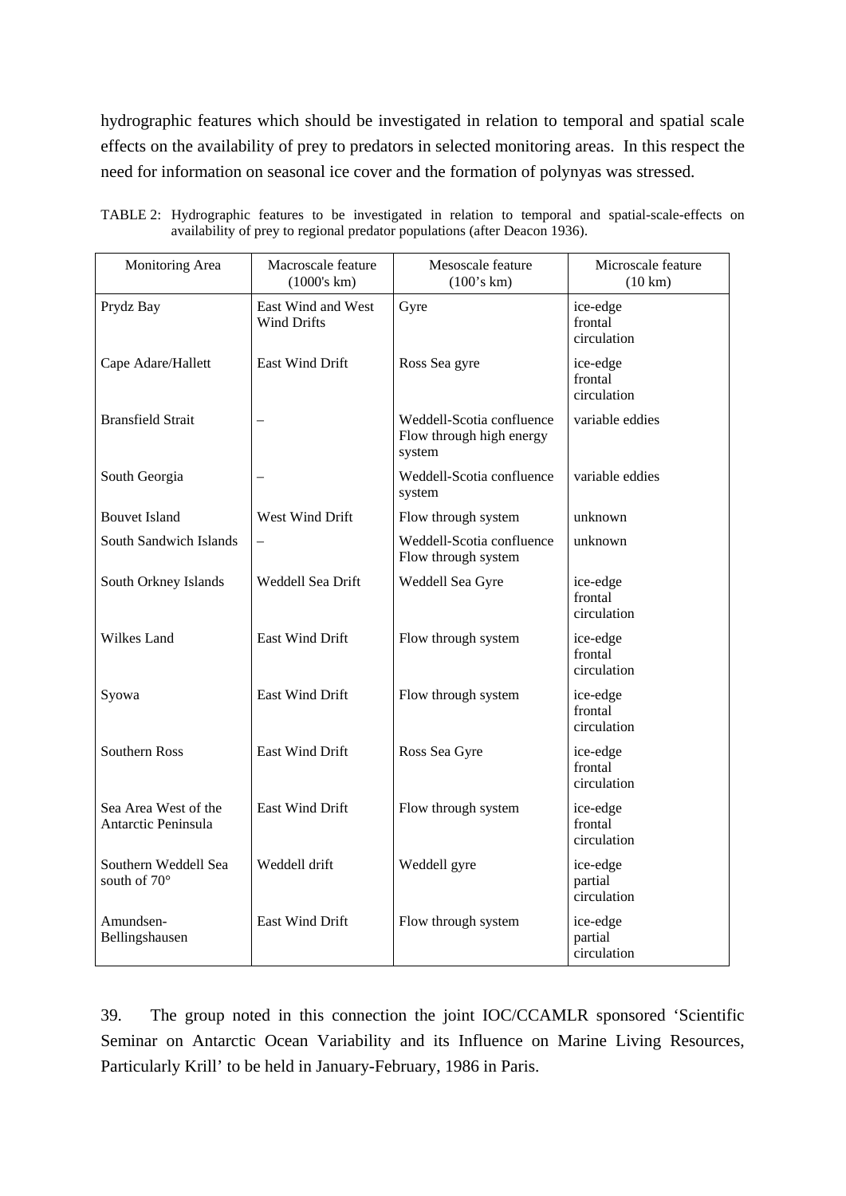hydrographic features which should be investigated in relation to temporal and spatial scale effects on the availability of prey to predators in selected monitoring areas. In this respect the need for information on seasonal ice cover and the formation of polynyas was stressed.

TABLE 2: Hydrographic features to be investigated in relation to temporal and spatial-scale-effects on availability of prey to regional predator populations (after Deacon 1936).

| Monitoring Area | Macroscale feature (1000's km) | Mesoscale feature (100's km) | Microscale feature (10 km) |
|---|---|---|---|
| Prydz Bay | East Wind and West Wind Drifts | Gyre | ice-edge frontal circulation |
| Cape Adare/Hallett | East Wind Drift | Ross Sea gyre | ice-edge frontal circulation |
| Bransfield Strait | – | Weddell-Scotia confluence Flow through high energy system | variable eddies |
| South Georgia | – | Weddell-Scotia confluence system | variable eddies |
| Bouvet Island | West Wind Drift | Flow through system | unknown |
| South Sandwich Islands | – | Weddell-Scotia confluence Flow through system | unknown |
| South Orkney Islands | Weddell Sea Drift | Weddell Sea Gyre | ice-edge frontal circulation |
| Wilkes Land | East Wind Drift | Flow through system | ice-edge frontal circulation |
| Syowa | East Wind Drift | Flow through system | ice-edge frontal circulation |
| Southern Ross | East Wind Drift | Ross Sea Gyre | ice-edge frontal circulation |
| Sea Area West of the Antarctic Peninsula | East Wind Drift | Flow through system | ice-edge frontal circulation |
| Southern Weddell Sea south of 70° | Weddell drift | Weddell gyre | ice-edge partial circulation |
| Amundsen-Bellingshausen | East Wind Drift | Flow through system | ice-edge partial circulation |

39. The group noted in this connection the joint IOC/CCAMLR sponsored 'Scientific Seminar on Antarctic Ocean Variability and its Influence on Marine Living Resources, Particularly Krill' to be held in January-February, 1986 in Paris.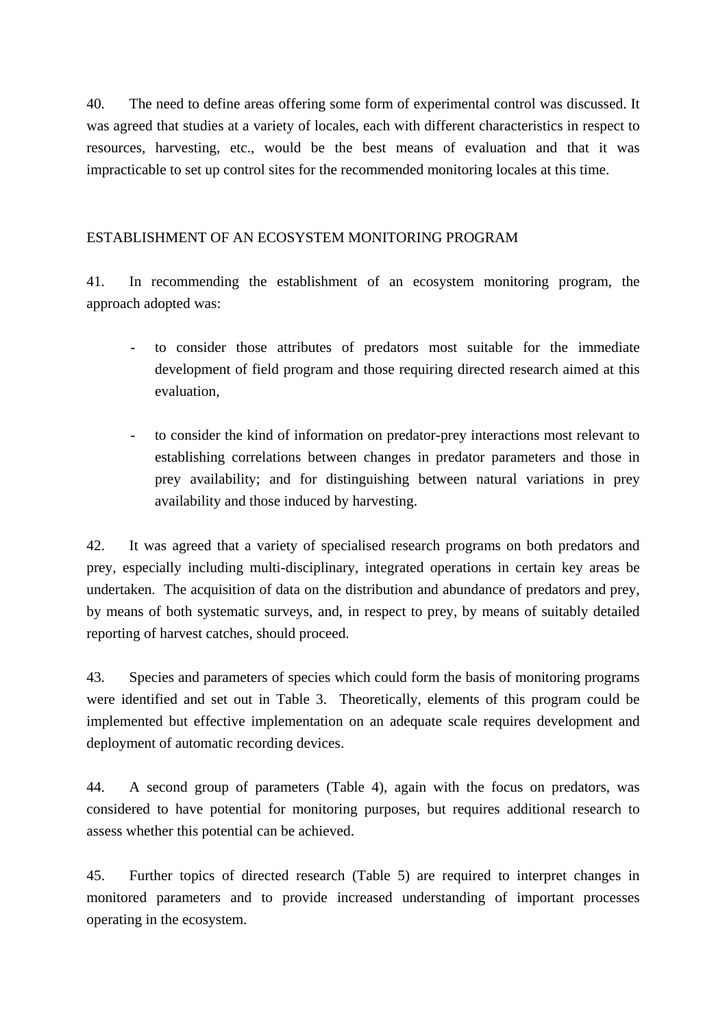40. The need to define areas offering some form of experimental control was discussed. It was agreed that studies at a variety of locales, each with different characteristics in respect to resources, harvesting, etc., would be the best means of evaluation and that it was impracticable to set up control sites for the recommended monitoring locales at this time.

## ESTABLISHMENT OF AN ECOSYSTEM MONITORING PROGRAM

41. In recommending the establishment of an ecosystem monitoring program, the approach adopted was:

- to consider those attributes of predators most suitable for the immediate development of field program and those requiring directed research aimed at this evaluation,

- to consider the kind of information on predator-prey interactions most relevant to establishing correlations between changes in predator parameters and those in prey availability; and for distinguishing between natural variations in prey availability and those induced by harvesting.

42. It was agreed that a variety of specialised research programs on both predators and prey, especially including multi-disciplinary, integrated operations in certain key areas be undertaken. The acquisition of data on the distribution and abundance of predators and prey, by means of both systematic surveys, and, in respect to prey, by means of suitably detailed reporting of harvest catches, should proceed.

43. Species and parameters of species which could form the basis of monitoring programs were identified and set out in Table 3. Theoretically, elements of this program could be implemented but effective implementation on an adequate scale requires development and deployment of automatic recording devices.

44. A second group of parameters (Table 4), again with the focus on predators, was considered to have potential for monitoring purposes, but requires additional research to assess whether this potential can be achieved.

45. Further topics of directed research (Table 5) are required to interpret changes in monitored parameters and to provide increased understanding of important processes operating in the ecosystem.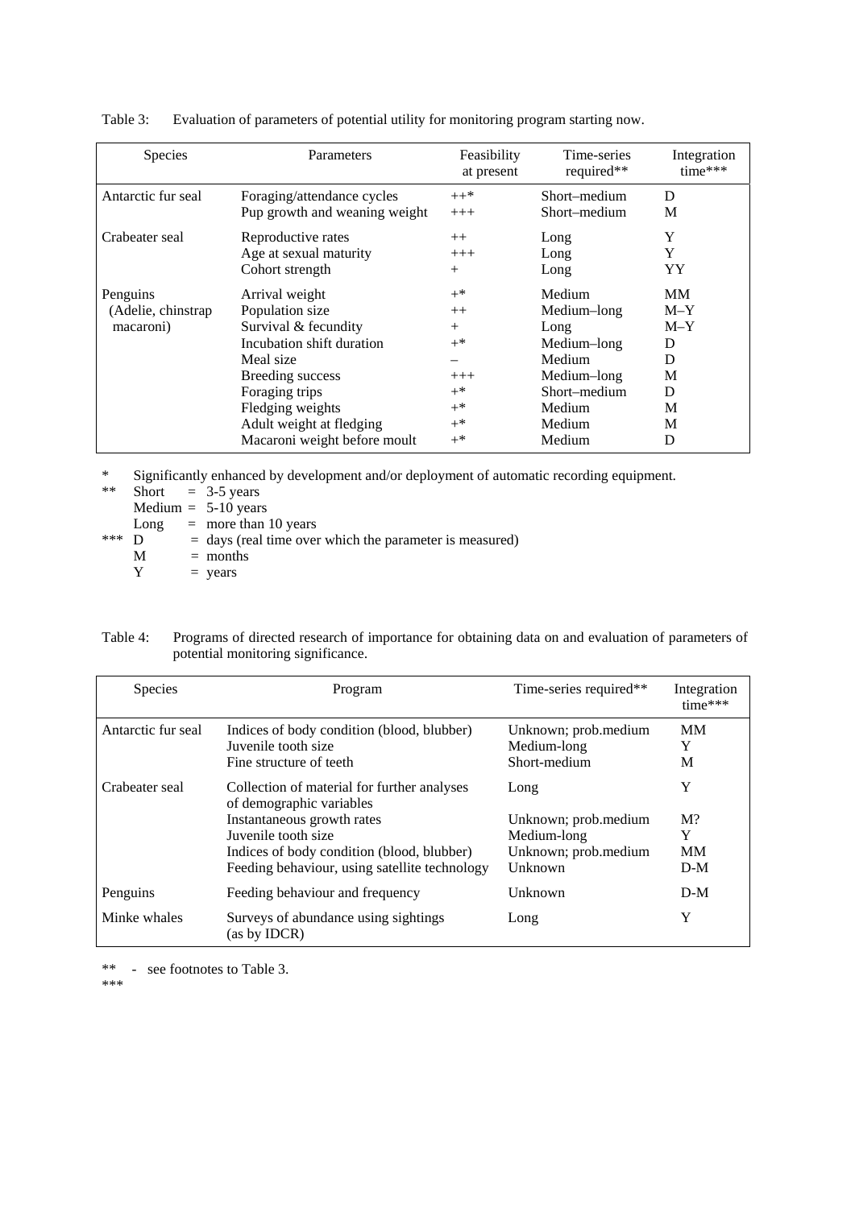Table 3: Evaluation of parameters of potential utility for monitoring program starting now.

| Species | Parameters | Feasibility at present | Time-series required** | Integration time*** |
|---|---|---|---|---|
| Antarctic fur seal | Foraging/attendance cycles | ++* | Short–medium | D |
| | Pup growth and weaning weight | +++ | Short–medium | M |
| Crabeater seal | Reproductive rates | ++ | Long | Y |
| | Age at sexual maturity | +++ | Long | Y |
| | Cohort strength | + | Long | YY |
| Penguins (Adelie, chinstrap macaroni) | Arrival weight | +* | Medium | MM |
| | Population size | ++ | Medium–long | M–Y |
| | Survival & fecundity | + | Long | M–Y |
| | Incubation shift duration | +* | Medium–long | D |
| | Meal size | – | Medium | D |
| | Breeding success | +++ | Medium–long | M |
| | Foraging trips | +* | Short–medium | D |
| | Fledging weights | +* | Medium | M |
| | Adult weight at fledging | +* | Medium | M |
| | Macaroni weight before moult | +* | Medium | D |

\* Significantly enhanced by development and/or deployment of automatic recording equipment.

** Short = 3-5 years
Medium = 5-10 years
Long = more than 10 years

*** D = days (real time over which the parameter is measured)
M = months
Y = years

Table 4: Programs of directed research of importance for obtaining data on and evaluation of parameters of potential monitoring significance.

| Species | Program | Time-series required** | Integration time*** |
|---|---|---|---|
| Antarctic fur seal | Indices of body condition (blood, blubber) | Unknown; prob.medium | MM |
| | Juvenile tooth size | Medium-long | Y |
| | Fine structure of teeth | Short-medium | M |
| Crabeater seal | Collection of material for further analyses of demographic variables | Long | Y |
| | Instantaneous growth rates | Unknown; prob.medium | M? |
| | Juvenile tooth size | Medium-long | Y |
| | Indices of body condition (blood, blubber) | Unknown; prob.medium | MM |
| | Feeding behaviour, using satellite technology | Unknown | D-M |
| Penguins | Feeding behaviour and frequency | Unknown | D-M |
| Minke whales | Surveys of abundance using sightings (as by IDCR) | Long | Y |

** - see footnotes to Table 3.
***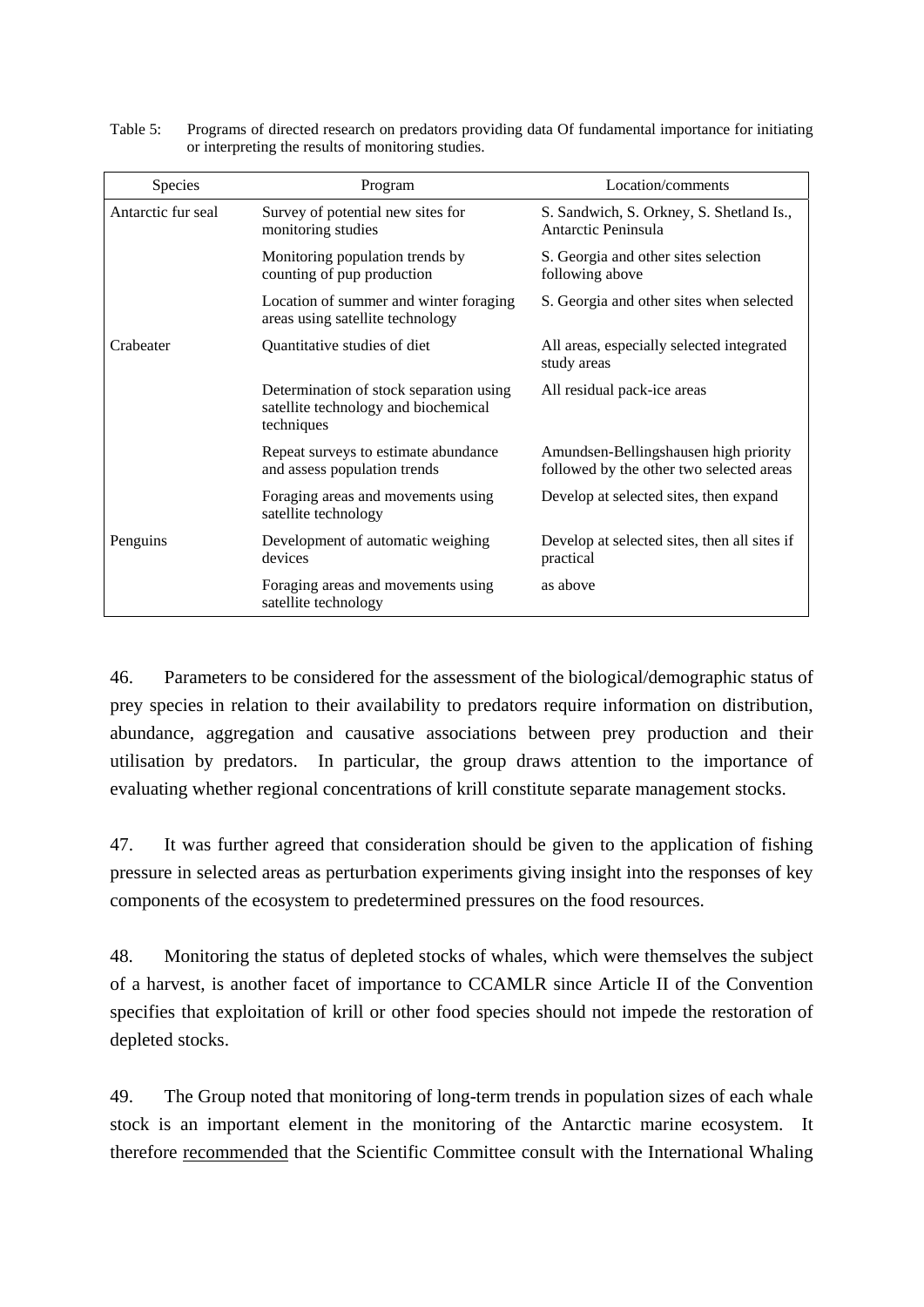Table 5: Programs of directed research on predators providing data Of fundamental importance for initiating or interpreting the results of monitoring studies.

| Species | Program | Location/comments |
|---|---|---|
| Antarctic fur seal | Survey of potential new sites for monitoring studies | S. Sandwich, S. Orkney, S. Shetland Is., Antarctic Peninsula |
| | Monitoring population trends by counting of pup production | S. Georgia and other sites selection following above |
| | Location of summer and winter foraging areas using satellite technology | S. Georgia and other sites when selected |
| Crabeater | Quantitative studies of diet | All areas, especially selected integrated study areas |
| | Determination of stock separation using satellite technology and biochemical techniques | All residual pack-ice areas |
| | Repeat surveys to estimate abundance and assess population trends | Amundsen-Bellingshausen high priority followed by the other two selected areas |
| | Foraging areas and movements using satellite technology | Develop at selected sites, then expand |
| Penguins | Development of automatic weighing devices | Develop at selected sites, then all sites if practical |
| | Foraging areas and movements using satellite technology | as above |

46. Parameters to be considered for the assessment of the biological/demographic status of prey species in relation to their availability to predators require information on distribution, abundance, aggregation and causative associations between prey production and their utilisation by predators. In particular, the group draws attention to the importance of evaluating whether regional concentrations of krill constitute separate management stocks.

47. It was further agreed that consideration should be given to the application of fishing pressure in selected areas as perturbation experiments giving insight into the responses of key components of the ecosystem to predetermined pressures on the food resources.

48. Monitoring the status of depleted stocks of whales, which were themselves the subject of a harvest, is another facet of importance to CCAMLR since Article II of the Convention specifies that exploitation of krill or other food species should not impede the restoration of depleted stocks.

49. The Group noted that monitoring of long-term trends in population sizes of each whale stock is an important element in the monitoring of the Antarctic marine ecosystem. It therefore recommended that the Scientific Committee consult with the International Whaling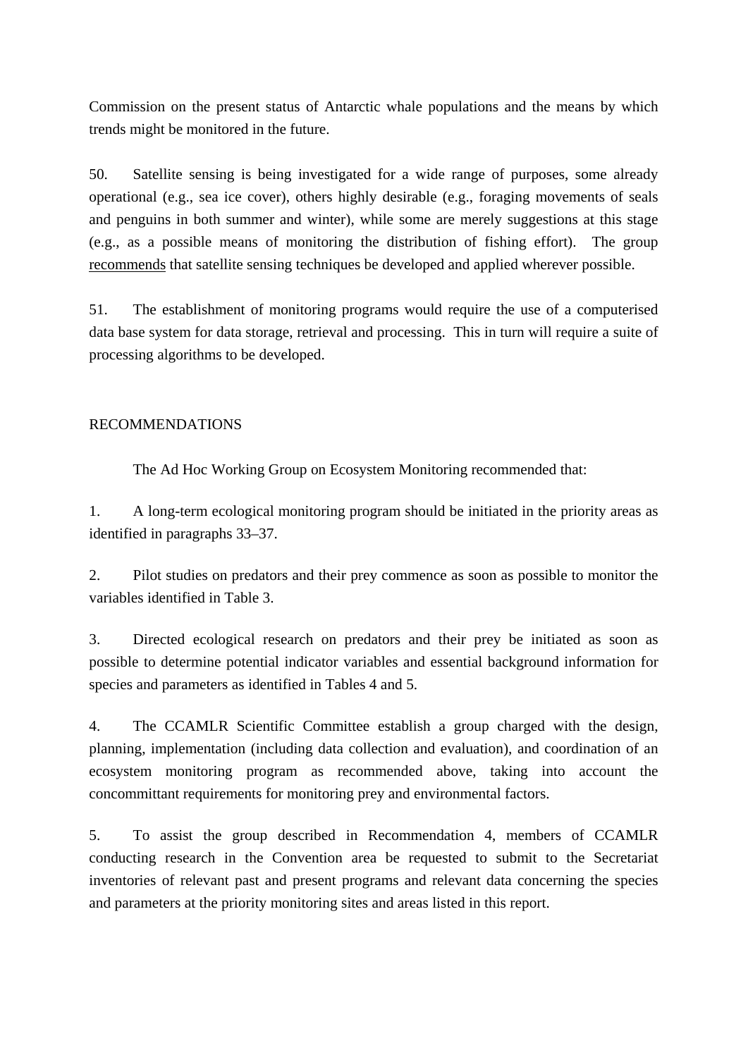Commission on the present status of Antarctic whale populations and the means by which trends might be monitored in the future.

50. Satellite sensing is being investigated for a wide range of purposes, some already operational (e.g., sea ice cover), others highly desirable (e.g., foraging movements of seals and penguins in both summer and winter), while some are merely suggestions at this stage (e.g., as a possible means of monitoring the distribution of fishing effort). The group <u>recommends</u> that satellite sensing techniques be developed and applied wherever possible.

51. The establishment of monitoring programs would require the use of a computerised data base system for data storage, retrieval and processing. This in turn will require a suite of processing algorithms to be developed.

## RECOMMENDATIONS

The Ad Hoc Working Group on Ecosystem Monitoring recommended that:

1. A long-term ecological monitoring program should be initiated in the priority areas as identified in paragraphs 33–37.

2. Pilot studies on predators and their prey commence as soon as possible to monitor the variables identified in Table 3.

3. Directed ecological research on predators and their prey be initiated as soon as possible to determine potential indicator variables and essential background information for species and parameters as identified in Tables 4 and 5.

4. The CCAMLR Scientific Committee establish a group charged with the design, planning, implementation (including data collection and evaluation), and coordination of an ecosystem monitoring program as recommended above, taking into account the concommittant requirements for monitoring prey and environmental factors.

5. To assist the group described in Recommendation 4, members of CCAMLR conducting research in the Convention area be requested to submit to the Secretariat inventories of relevant past and present programs and relevant data concerning the species and parameters at the priority monitoring sites and areas listed in this report.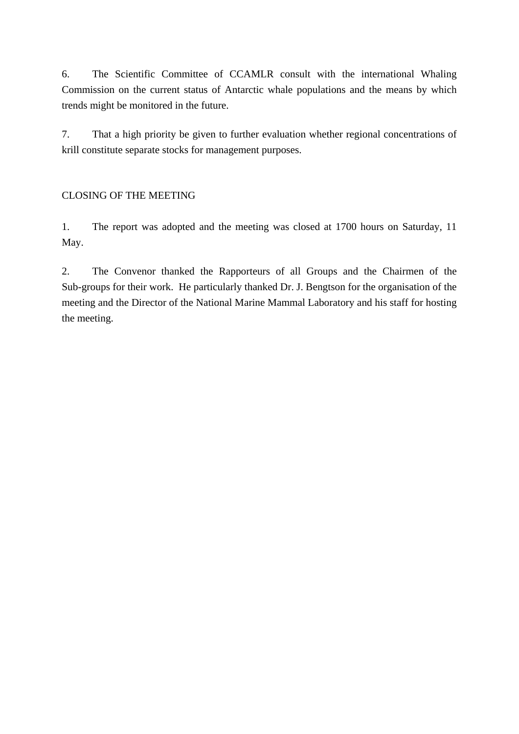6. The Scientific Committee of CCAMLR consult with the international Whaling Commission on the current status of Antarctic whale populations and the means by which trends might be monitored in the future.

7. That a high priority be given to further evaluation whether regional concentrations of krill constitute separate stocks for management purposes.

## CLOSING OF THE MEETING

1. The report was adopted and the meeting was closed at 1700 hours on Saturday, 11 May.

2. The Convenor thanked the Rapporteurs of all Groups and the Chairmen of the Sub-groups for their work. He particularly thanked Dr. J. Bengtson for the organisation of the meeting and the Director of the National Marine Mammal Laboratory and his staff for hosting the meeting.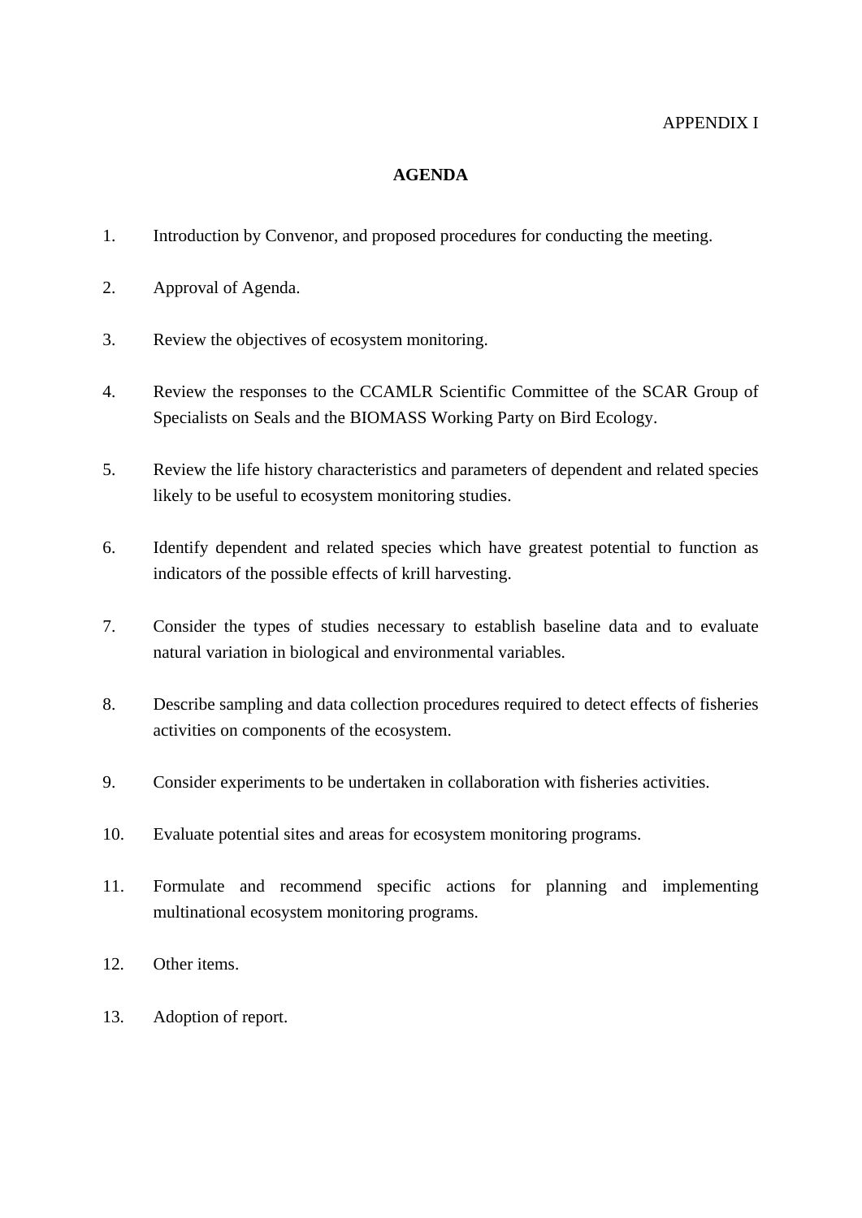APPENDIX I

# AGENDA

1. Introduction by Convenor, and proposed procedures for conducting the meeting.

2. Approval of Agenda.

3. Review the objectives of ecosystem monitoring.

4. Review the responses to the CCAMLR Scientific Committee of the SCAR Group of Specialists on Seals and the BIOMASS Working Party on Bird Ecology.

5. Review the life history characteristics and parameters of dependent and related species likely to be useful to ecosystem monitoring studies.

6. Identify dependent and related species which have greatest potential to function as indicators of the possible effects of krill harvesting.

7. Consider the types of studies necessary to establish baseline data and to evaluate natural variation in biological and environmental variables.

8. Describe sampling and data collection procedures required to detect effects of fisheries activities on components of the ecosystem.

9. Consider experiments to be undertaken in collaboration with fisheries activities.

10. Evaluate potential sites and areas for ecosystem monitoring programs.

11. Formulate and recommend specific actions for planning and implementing multinational ecosystem monitoring programs.

12. Other items.

13. Adoption of report.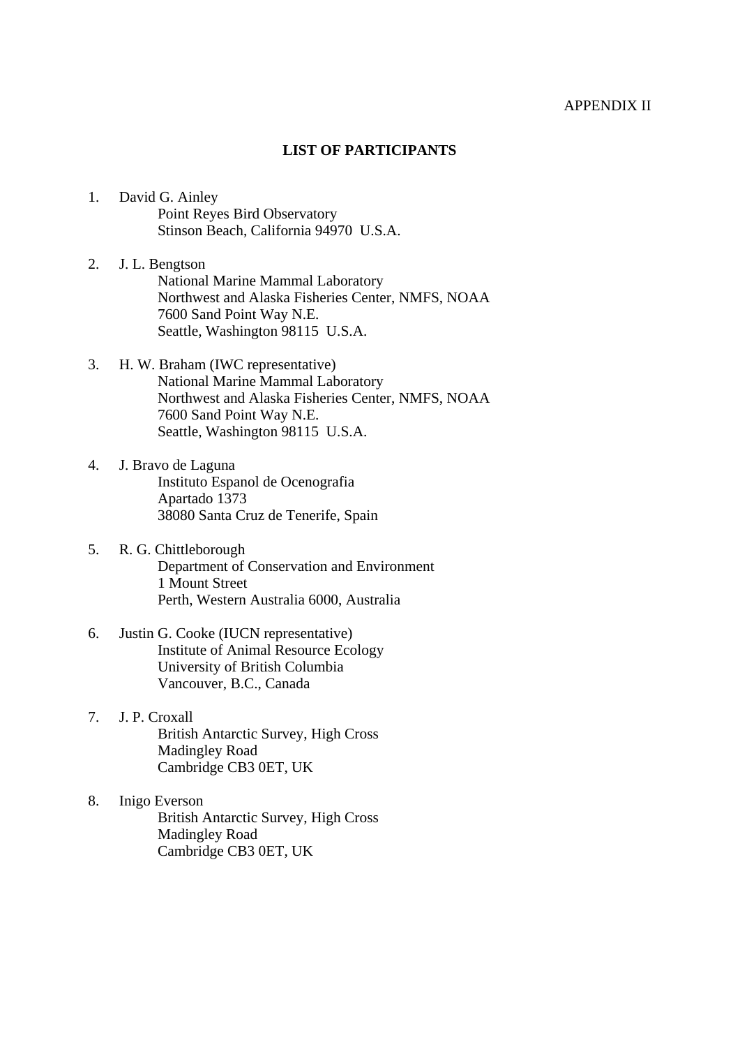APPENDIX II

## LIST OF PARTICIPANTS

1. David G. Ainley
   Point Reyes Bird Observatory
   Stinson Beach, California 94970 U.S.A.

2. J. L. Bengtson
   National Marine Mammal Laboratory
   Northwest and Alaska Fisheries Center, NMFS, NOAA
   7600 Sand Point Way N.E.
   Seattle, Washington 98115 U.S.A.

3. H. W. Braham (IWC representative)
   National Marine Mammal Laboratory
   Northwest and Alaska Fisheries Center, NMFS, NOAA
   7600 Sand Point Way N.E.
   Seattle, Washington 98115 U.S.A.

4. J. Bravo de Laguna
   Instituto Espanol de Ocenografia
   Apartado 1373
   38080 Santa Cruz de Tenerife, Spain

5. R. G. Chittleborough
   Department of Conservation and Environment
   1 Mount Street
   Perth, Western Australia 6000, Australia

6. Justin G. Cooke (IUCN representative)
   Institute of Animal Resource Ecology
   University of British Columbia
   Vancouver, B.C., Canada

7. J. P. Croxall
   British Antarctic Survey, High Cross
   Madingley Road
   Cambridge CB3 0ET, UK

8. Inigo Everson
   British Antarctic Survey, High Cross
   Madingley Road
   Cambridge CB3 0ET, UK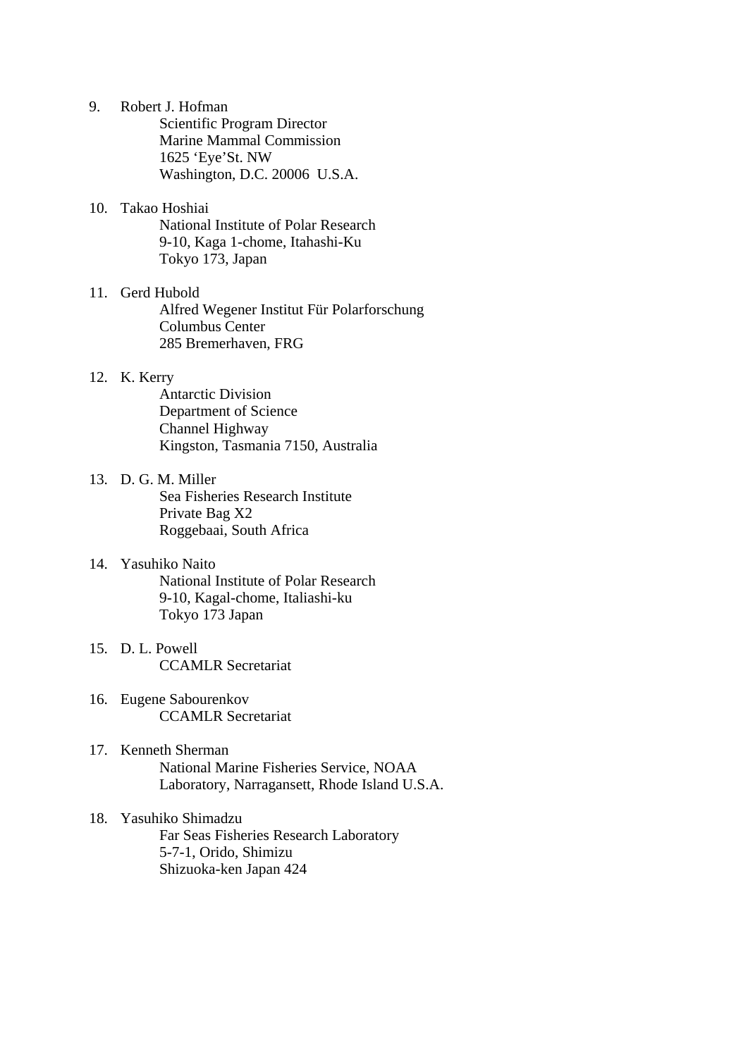9. Robert J. Hofman
   Scientific Program Director
   Marine Mammal Commission
   1625 'Eye'St. NW
   Washington, D.C. 20006  U.S.A.

10. Takao Hoshiai
    National Institute of Polar Research
    9-10, Kaga 1-chome, Itahashi-Ku
    Tokyo 173, Japan

11. Gerd Hubold
    Alfred Wegener Institut Für Polarforschung
    Columbus Center
    285 Bremerhaven, FRG

12. K. Kerry
    Antarctic Division
    Department of Science
    Channel Highway
    Kingston, Tasmania 7150, Australia

13. D. G. M. Miller
    Sea Fisheries Research Institute
    Private Bag X2
    Roggebaai, South Africa

14. Yasuhiko Naito
    National Institute of Polar Research
    9-10, Kagal-chome, Italiashi-ku
    Tokyo 173 Japan

15. D. L. Powell
    CCAMLR Secretariat

16. Eugene Sabourenkov
    CCAMLR Secretariat

17. Kenneth Sherman
    National Marine Fisheries Service, NOAA
    Laboratory, Narragansett, Rhode Island U.S.A.

18. Yasuhiko Shimadzu
    Far Seas Fisheries Research Laboratory
    5-7-1, Orido, Shimizu
    Shizuoka-ken Japan 424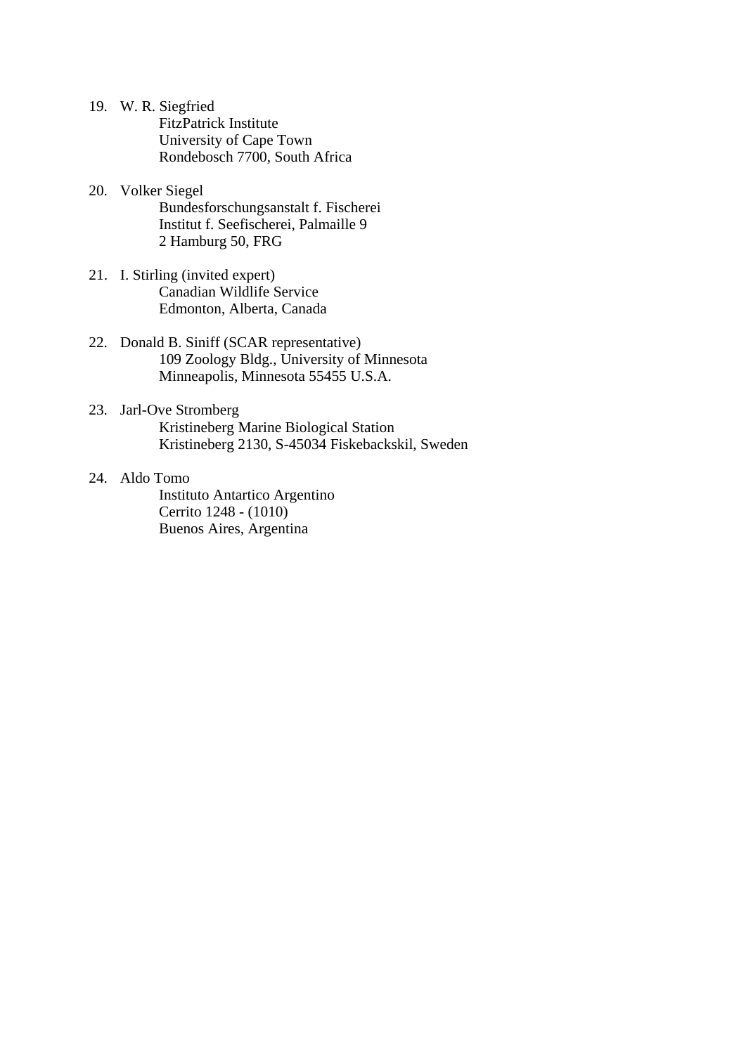19. W. R. Siegfried
    FitzPatrick Institute
    University of Cape Town
    Rondebosch 7700, South Africa

20. Volker Siegel
    Bundesforschungsanstalt f. Fischerei
    Institut f. Seefischerei, Palmaille 9
    2 Hamburg 50, FRG

21. I. Stirling (invited expert)
    Canadian Wildlife Service
    Edmonton, Alberta, Canada

22. Donald B. Siniff (SCAR representative)
    109 Zoology Bldg., University of Minnesota
    Minneapolis, Minnesota 55455 U.S.A.

23. Jarl-Ove Stromberg
    Kristineberg Marine Biological Station
    Kristineberg 2130, S-45034 Fiskebackskil, Sweden

24. Aldo Tomo
    Instituto Antartico Argentino
    Cerrito 1248 - (1010)
    Buenos Aires, Argentina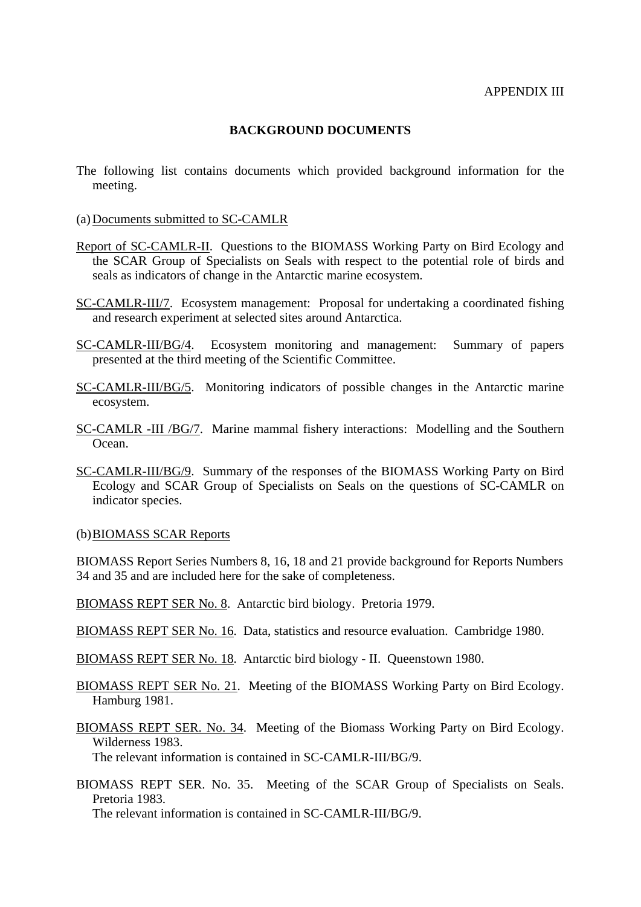APPENDIX III

## BACKGROUND DOCUMENTS

The following list contains documents which provided background information for the meeting.

(a) Documents submitted to SC-CAMLR

Report of SC-CAMLR-II. Questions to the BIOMASS Working Party on Bird Ecology and the SCAR Group of Specialists on Seals with respect to the potential role of birds and seals as indicators of change in the Antarctic marine ecosystem.

SC-CAMLR-III/7. Ecosystem management: Proposal for undertaking a coordinated fishing and research experiment at selected sites around Antarctica.

SC-CAMLR-III/BG/4. Ecosystem monitoring and management: Summary of papers presented at the third meeting of the Scientific Committee.

SC-CAMLR-III/BG/5. Monitoring indicators of possible changes in the Antarctic marine ecosystem.

SC-CAMLR -III /BG/7. Marine mammal fishery interactions: Modelling and the Southern Ocean.

SC-CAMLR-III/BG/9. Summary of the responses of the BIOMASS Working Party on Bird Ecology and SCAR Group of Specialists on Seals on the questions of SC-CAMLR on indicator species.

(b) BIOMASS SCAR Reports

BIOMASS Report Series Numbers 8, 16, 18 and 21 provide background for Reports Numbers 34 and 35 and are included here for the sake of completeness.

BIOMASS REPT SER No. 8. Antarctic bird biology. Pretoria 1979.

BIOMASS REPT SER No. 16. Data, statistics and resource evaluation. Cambridge 1980.

BIOMASS REPT SER No. 18. Antarctic bird biology - II. Queenstown 1980.

BIOMASS REPT SER No. 21. Meeting of the BIOMASS Working Party on Bird Ecology. Hamburg 1981.

BIOMASS REPT SER. No. 34. Meeting of the Biomass Working Party on Bird Ecology. Wilderness 1983.
The relevant information is contained in SC-CAMLR-III/BG/9.

BIOMASS REPT SER. No. 35. Meeting of the SCAR Group of Specialists on Seals. Pretoria 1983.
The relevant information is contained in SC-CAMLR-III/BG/9.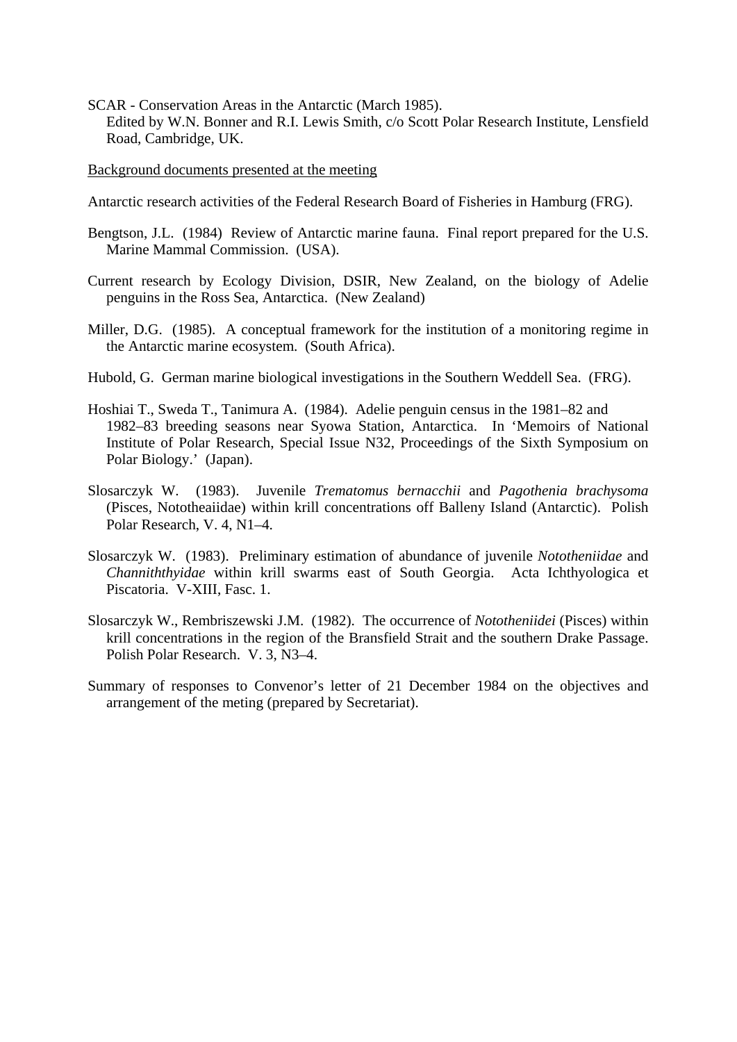SCAR - Conservation Areas in the Antarctic (March 1985).
Edited by W.N. Bonner and R.I. Lewis Smith, c/o Scott Polar Research Institute, Lensfield Road, Cambridge, UK.

<u>Background documents presented at the meeting</u>

Antarctic research activities of the Federal Research Board of Fisheries in Hamburg (FRG).

Bengtson, J.L. (1984) Review of Antarctic marine fauna. Final report prepared for the U.S. Marine Mammal Commission. (USA).

Current research by Ecology Division, DSIR, New Zealand, on the biology of Adelie penguins in the Ross Sea, Antarctica. (New Zealand)

Miller, D.G. (1985). A conceptual framework for the institution of a monitoring regime in the Antarctic marine ecosystem. (South Africa).

Hubold, G. German marine biological investigations in the Southern Weddell Sea. (FRG).

Hoshiai T., Sweda T., Tanimura A. (1984). Adelie penguin census in the 1981–82 and 1982–83 breeding seasons near Syowa Station, Antarctica. In 'Memoirs of National Institute of Polar Research, Special Issue N32, Proceedings of the Sixth Symposium on Polar Biology.' (Japan).

Slosarczyk W. (1983). Juvenile *Trematomus bernacchii* and *Pagothenia brachysoma* (Pisces, Nototheaiidae) within krill concentrations off Balleny Island (Antarctic). Polish Polar Research, V. 4, N1–4.

Slosarczyk W. (1983). Preliminary estimation of abundance of juvenile *Nototheniidae* and *Channiththyidae* within krill swarms east of South Georgia. Acta Ichthyologica et Piscatoria. V-XIII, Fasc. 1.

Slosarczyk W., Rembriszewski J.M. (1982). The occurrence of *Nototheniidei* (Pisces) within krill concentrations in the region of the Bransfield Strait and the southern Drake Passage. Polish Polar Research. V. 3, N3–4.

Summary of responses to Convenor's letter of 21 December 1984 on the objectives and arrangement of the meting (prepared by Secretariat).